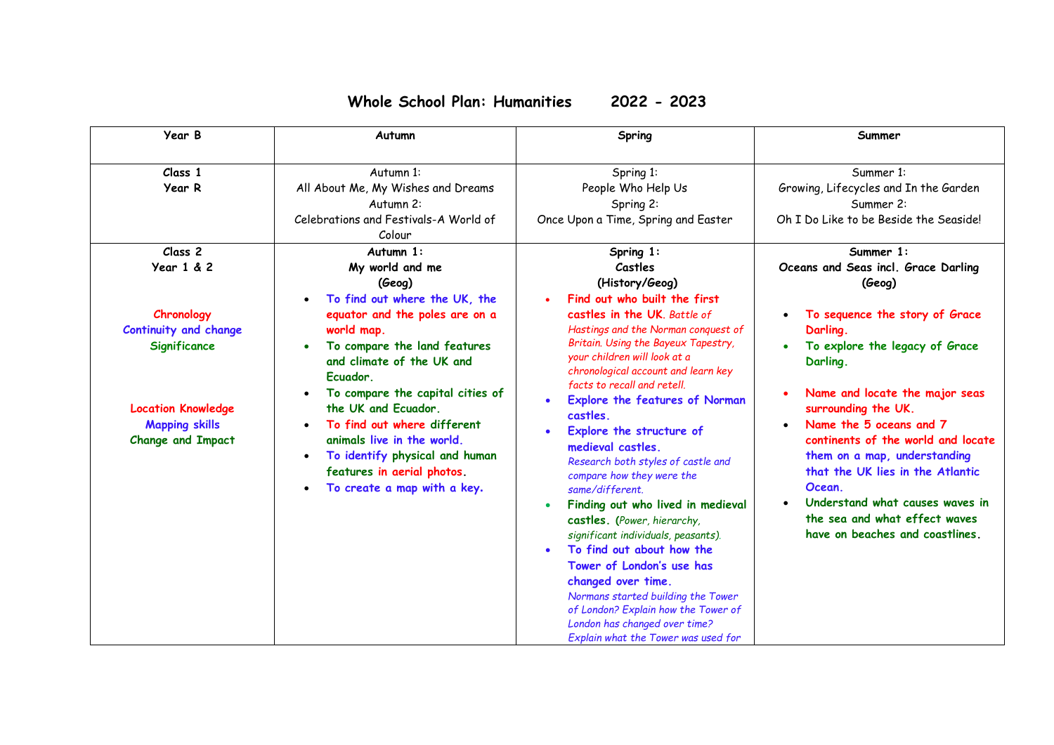# Whole School Plan: Humanities 2022 - 2023

| Year B | Autumn | Spring | Summer |
|---|---|---|---|
| **Class 1**<br>**Year R** | Autumn 1:<br>All About Me, My Wishes and Dreams<br>Autumn 2:<br>Celebrations and Festivals-A World of Colour | Spring 1:<br>People Who Help Us<br>Spring 2:<br>Once Upon a Time, Spring and Easter | Summer 1:<br>Growing, Lifecycles and In the Garden<br>Summer 2:<br>Oh I Do Like to be Beside the Seaside! |
| **Class 2**<br>**Year 1 & 2**<br><br>**Chronology**<br>**Continuity and change**<br>**Significance**<br><br>**Location Knowledge**<br>**Mapping skills**<br>**Change and Impact** | **Autumn 1:**<br>**My world and me**<br>**(Geog)**<br>• **To find out where the UK, the equator and the poles are on a world map.**<br>• **To compare the land features and climate of the UK and Ecuador.**<br>• **To compare the capital cities of the UK and Ecuador.**<br>• **To find out where different animals live in the world.**<br>• **To identify physical and human features in aerial photos.**<br>• **To create a map with a key.** | **Spring 1:**<br>**Castles**<br>**(History/Geog)**<br>• **Find out who built the first castles in the UK.** *Battle of Hastings and the Norman conquest of Britain. Using the Bayeux Tapestry, your children will look at a chronological account and learn key facts to recall and retell.*<br>• **Explore the features of Norman castles.**<br>• **Explore the structure of medieval castles.** *Research both styles of castle and compare how they were the same/different.*<br>• **Finding out who lived in medieval castles.** *(Power, hierarchy, significant individuals, peasants).*<br>• **To find out about how the Tower of London's use has changed over time.** *Normans started building the Tower of London? Explain how the Tower of London has changed over time? Explain what the Tower was used for* | **Summer 1:**<br>**Oceans and Seas incl. Grace Darling**<br>**(Geog)**<br>• **To sequence the story of Grace Darling.**<br>• **To explore the legacy of Grace Darling.**<br><br>• **Name and locate the major seas surrounding the UK.**<br>• **Name the 5 oceans and 7 continents of the world and locate them on a map, understanding that the UK lies in the Atlantic Ocean.**<br>• **Understand what causes waves in the sea and what effect waves have on beaches and coastlines.** |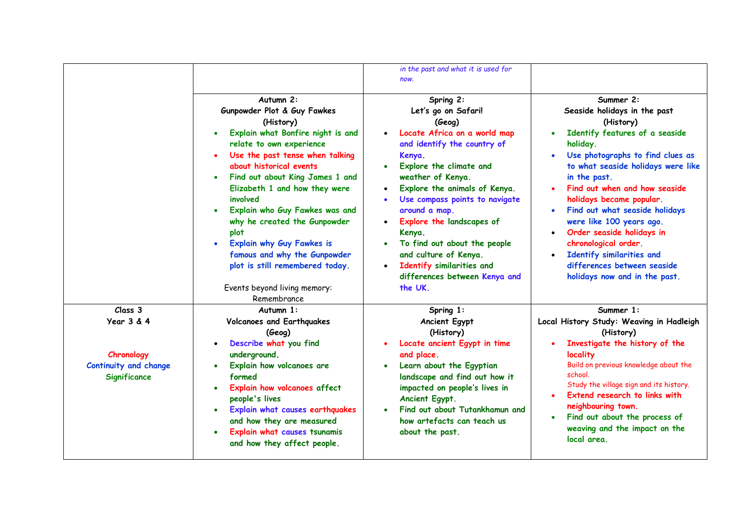| | | | |
|---|---|---|---|
| | | *in the past and what it is used for now.* | |
| | **Autumn 2:** **Gunpowder Plot & Guy Fawkes** **(History)** <br>• Explain what Bonfire night is and relate to own experience <br>• Use the past tense when talking about historical events <br>• Find out about King James 1 and Elizabeth 1 and how they were involved <br>• Explain who Guy Fawkes was and why he created the Gunpowder plot <br>• Explain why Guy Fawkes is famous and why the Gunpowder plot is still remembered today. <br><br>Events beyond living memory: Remembrance | **Spring 2:** **Let's go on Safari!** **(Geog)** <br>• Locate Africa on a world map and identify the country of Kenya. <br>• Explore the climate and weather of Kenya. <br>• Explore the animals of Kenya. <br>• Use compass points to navigate around a map. <br>• Explore the landscapes of Kenya. <br>• To find out about the people and culture of Kenya. <br>• Identify similarities and differences between Kenya and the UK. | **Summer 2:** **Seaside holidays in the past** **(History)** <br>• Identify features of a seaside holiday. <br>• Use photographs to find clues as to what seaside holidays were like in the past. <br>• Find out when and how seaside holidays became popular. <br>• Find out what seaside holidays were like 100 years ago. <br>• Order seaside holidays in chronological order. <br>• Identify similarities and differences between seaside holidays now and in the past. |
| **Class 3** **Year 3 & 4** <br><br>Chronology <br>Continuity and change <br>Significance | **Autumn 1:** **Volcanoes and Earthquakes** **(Geog)** <br>• Describe what you find underground. <br>• Explain how volcanoes are formed <br>• Explain how volcanoes affect people's lives <br>• Explain what causes earthquakes and how they are measured <br>• Explain what causes tsunamis and how they affect people. | **Spring 1:** **Ancient Egypt** **(History)** <br>• Locate ancient Egypt in time and place. <br>• Learn about the Egyptian landscape and find out how it impacted on people's lives in Ancient Egypt. <br>• Find out about Tutankhamun and how artefacts can teach us about the past. | **Summer 1:** **Local History Study: Weaving in Hadleigh** **(History)** <br>• Investigate the history of the locality <br>Build on previous knowledge about the school. <br>Study the village sign and its history. <br>• Extend research to links with neighbouring town. <br>• Find out about the process of weaving and the impact on the local area. |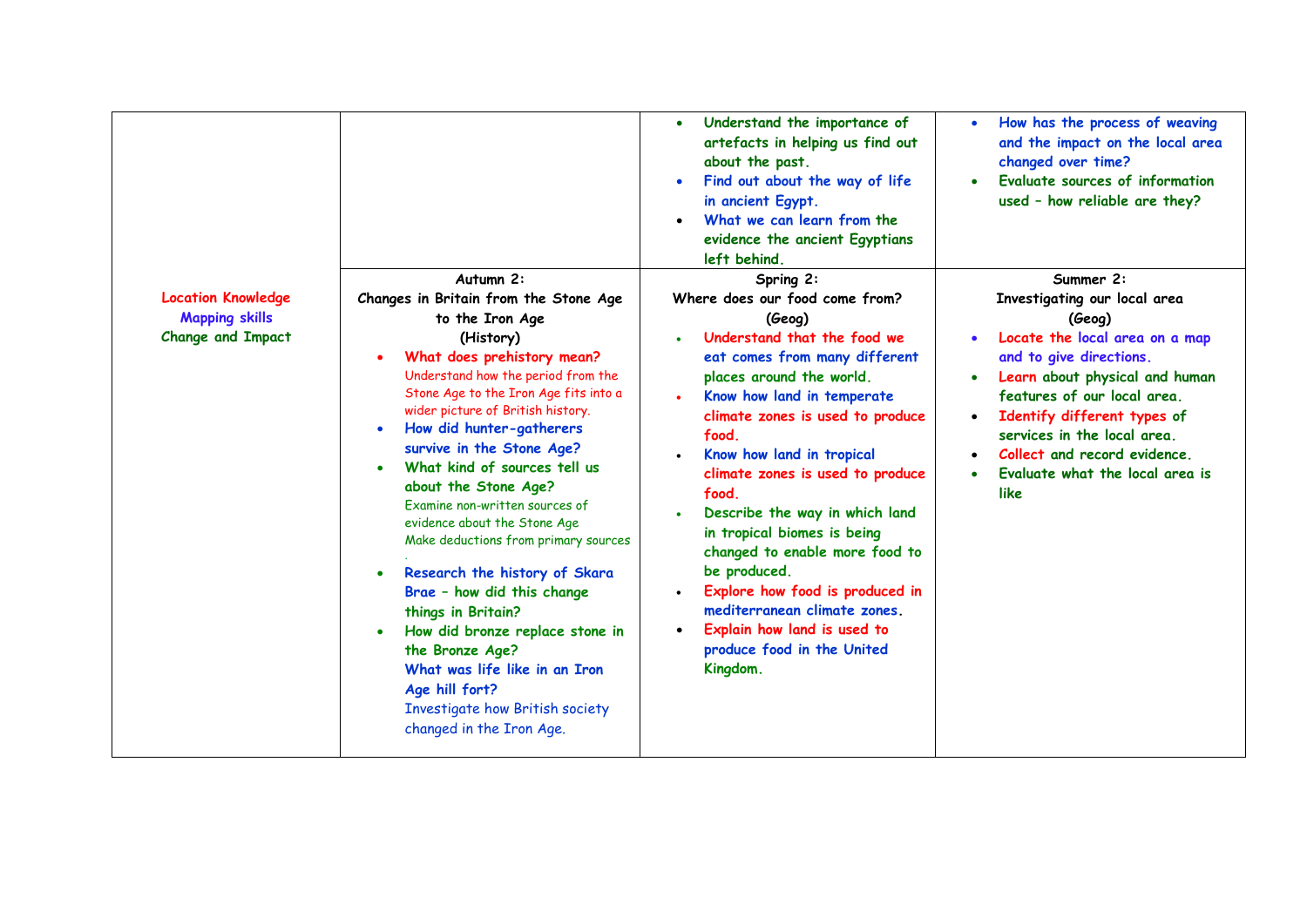| | | | |
|---|---|---|---|
| | | • Understand the importance of artefacts in helping us find out about the past.<br>• Find out about the way of life in ancient Egypt.<br>• What we can learn from the evidence the ancient Egyptians left behind. | • How has the process of weaving and the impact on the local area changed over time?<br>• Evaluate sources of information used – how reliable are they? |
| Location Knowledge<br>Mapping skills<br>Change and Impact | **Autumn 2:**<br>**Changes in Britain from the Stone Age to the Iron Age**<br>**(History)**<br>• What does prehistory mean?<br>Understand how the period from the Stone Age to the Iron Age fits into a wider picture of British history.<br>• How did hunter-gatherers survive in the Stone Age?<br>• What kind of sources tell us about the Stone Age?<br>Examine non-written sources of evidence about the Stone Age<br>Make deductions from primary sources<br>.<br>• Research the history of Skara Brae – how did this change things in Britain?<br>• How did bronze replace stone in the Bronze Age?<br>What was life like in an Iron Age hill fort?<br>Investigate how British society changed in the Iron Age. | **Spring 2:**<br>**Where does our food come from?**<br>**(Geog)**<br>• Understand that the food we eat comes from many different places around the world.<br>• Know how land in temperate climate zones is used to produce food.<br>• Know how land in tropical climate zones is used to produce food.<br>• Describe the way in which land in tropical biomes is being changed to enable more food to be produced.<br>• Explore how food is produced in mediterranean climate zones.<br>• Explain how land is used to produce food in the United Kingdom. | **Summer 2:**<br>**Investigating our local area**<br>**(Geog)**<br>• Locate the local area on a map and to give directions.<br>• Learn about physical and human features of our local area.<br>• Identify different types of services in the local area.<br>• Collect and record evidence.<br>• Evaluate what the local area is like |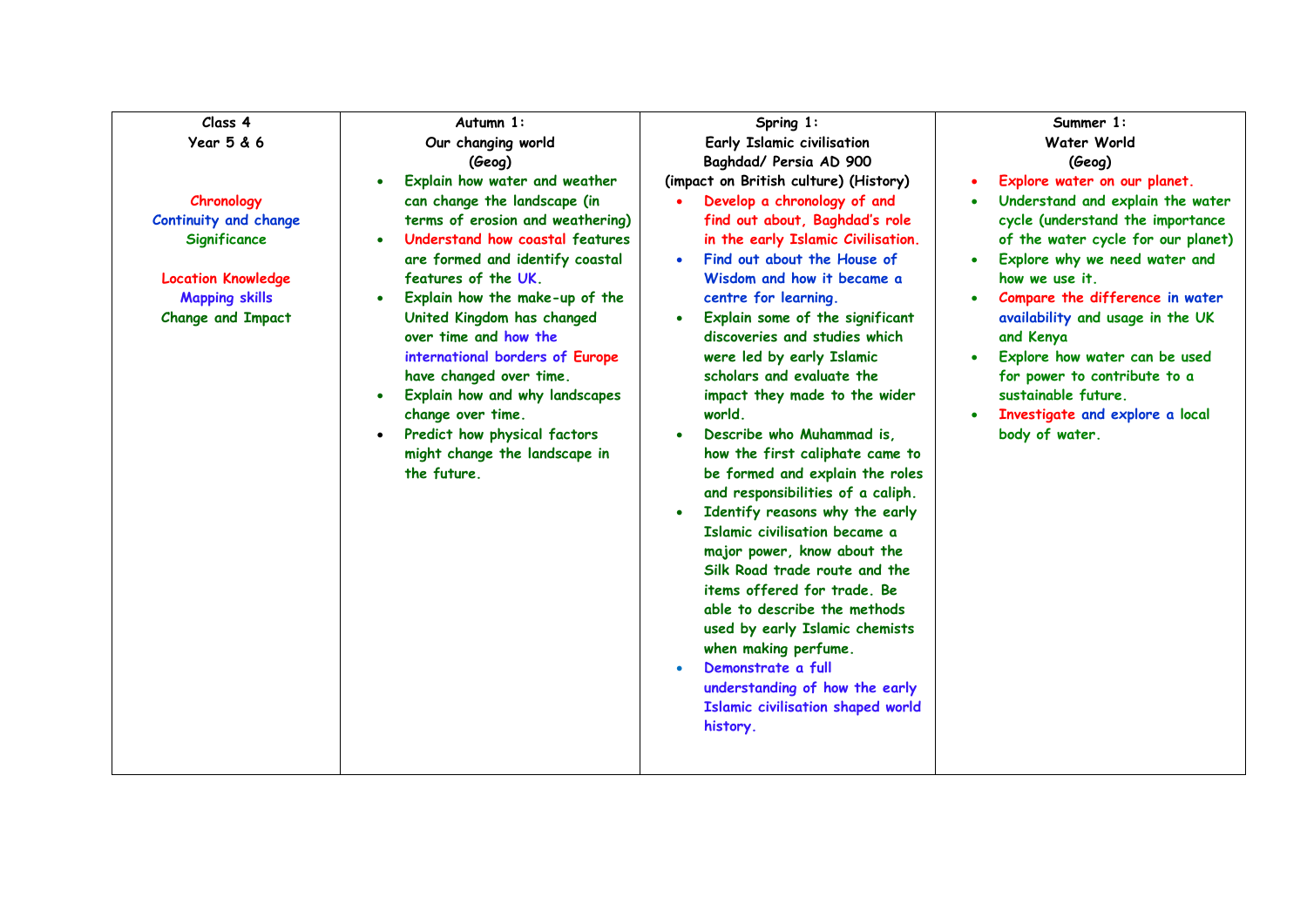| Class 4<br>Year 5 & 6<br><br>Chronology<br>Continuity and change<br>Significance<br><br>Location Knowledge<br>Mapping skills<br>Change and Impact | Autumn 1:<br>Our changing world<br>(Geog) | Spring 1:<br>Early Islamic civilisation<br>Baghdad/ Persia AD 900<br>(impact on British culture) (History) | Summer 1:<br>Water World<br>(Geog) |
|---|---|---|---|
| | • Explain how water and weather can change the landscape (in terms of erosion and weathering)<br>• Understand how coastal features are formed and identify coastal features of the UK.<br>• Explain how the make-up of the United Kingdom has changed over time and how the international borders of Europe have changed over time.<br>• Explain how and why landscapes change over time.<br>• Predict how physical factors might change the landscape in the future. | • Develop a chronology of and find out about, Baghdad's role in the early Islamic Civilisation.<br>• Find out about the House of Wisdom and how it became a centre for learning.<br>• Explain some of the significant discoveries and studies which were led by early Islamic scholars and evaluate the impact they made to the wider world.<br>• Describe who Muhammad is, how the first caliphate came to be formed and explain the roles and responsibilities of a caliph.<br>• Identify reasons why the early Islamic civilisation became a major power, know about the Silk Road trade route and the items offered for trade. Be able to describe the methods used by early Islamic chemists when making perfume.<br>• Demonstrate a full understanding of how the early Islamic civilisation shaped world history. | • Explore water on our planet.<br>• Understand and explain the water cycle (understand the importance of the water cycle for our planet)<br>• Explore why we need water and how we use it.<br>• Compare the difference in water availability and usage in the UK and Kenya<br>• Explore how water can be used for power to contribute to a sustainable future.<br>• Investigate and explore a local body of water. |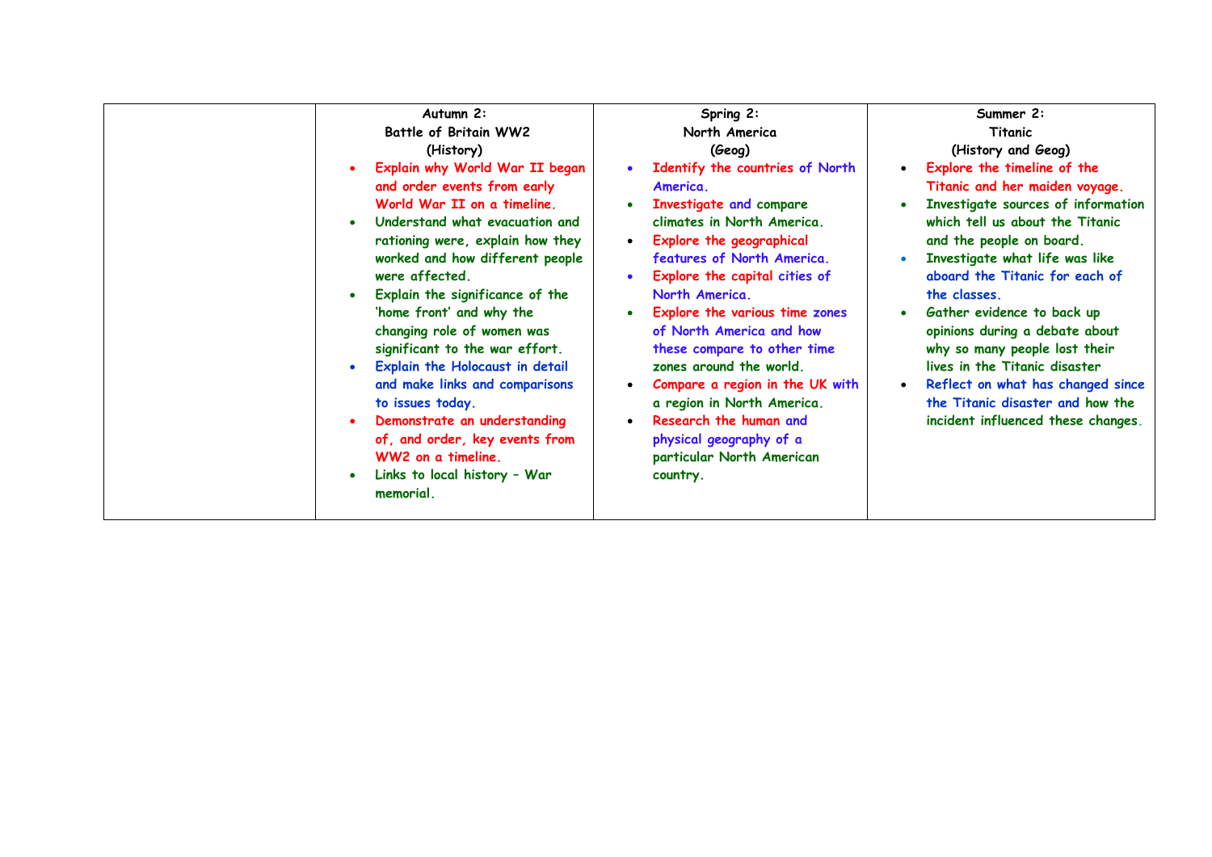| | Autumn 2:<br>Battle of Britain WW2<br>(History) | Spring 2:<br>North America<br>(Geog) | Summer 2:<br>Titanic<br>(History and Geog) |
|---|---|---|---|
| | • Explain why World War II began and order events from early World War II on a timeline.<br>• Understand what evacuation and rationing were, explain how they worked and how different people were affected.<br>• Explain the significance of the 'home front' and why the changing role of women was significant to the war effort.<br>• Explain the Holocaust in detail and make links and comparisons to issues today.<br>• Demonstrate an understanding of, and order, key events from WW2 on a timeline.<br>• Links to local history – War memorial. | • Identify the countries of North America.<br>• Investigate and compare climates in North America.<br>• Explore the geographical features of North America.<br>• Explore the capital cities of North America.<br>• Explore the various time zones of North America and how these compare to other time zones around the world.<br>• Compare a region in the UK with a region in North America.<br>• Research the human and physical geography of a particular North American country. | • Explore the timeline of the Titanic and her maiden voyage.<br>• Investigate sources of information which tell us about the Titanic and the people on board.<br>• Investigate what life was like aboard the Titanic for each of the classes.<br>• Gather evidence to back up opinions during a debate about why so many people lost their lives in the Titanic disaster<br>• Reflect on what has changed since the Titanic disaster and how the incident influenced these changes. |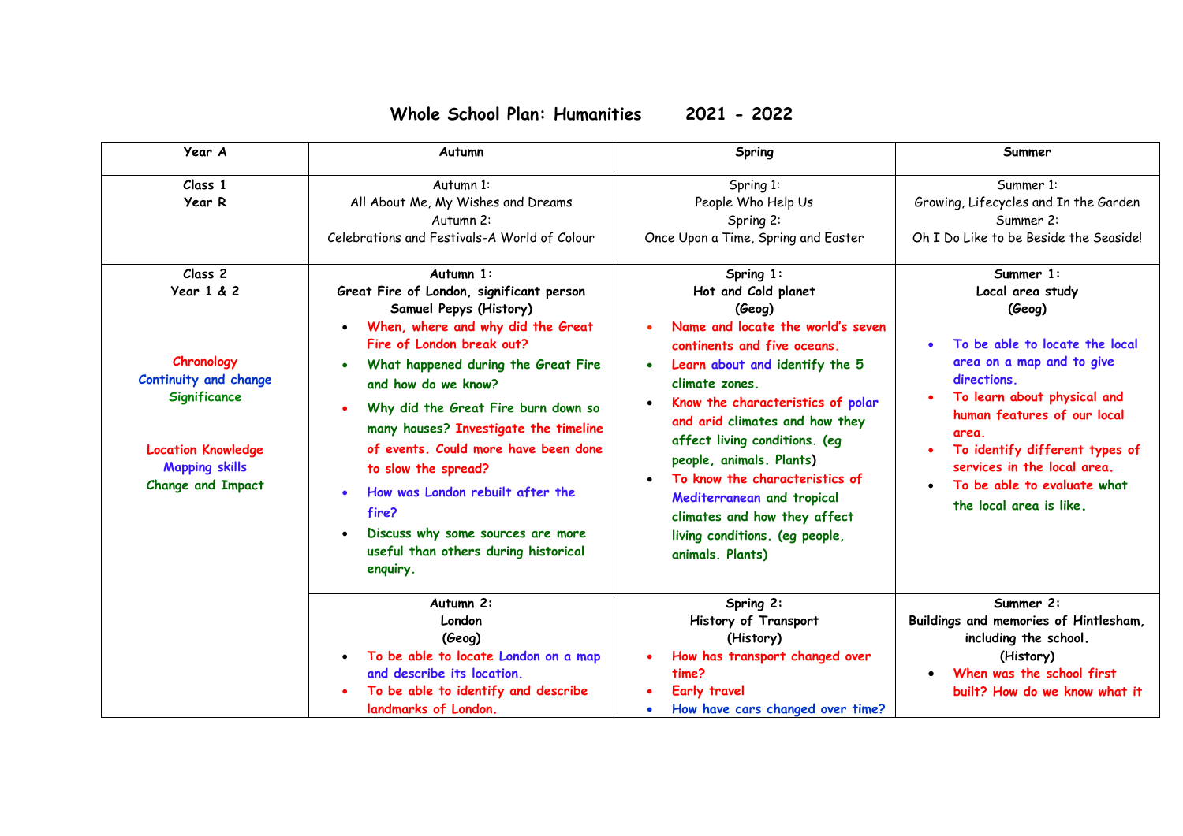# Whole School Plan: Humanities 2021 - 2022

| Year A | Autumn | Spring | Summer |
|---|---|---|---|
| **Class 1**<br>**Year R** | Autumn 1:<br>All About Me, My Wishes and Dreams<br>Autumn 2:<br>Celebrations and Festivals-A World of Colour | Spring 1:<br>People Who Help Us<br>Spring 2:<br>Once Upon a Time, Spring and Easter | Summer 1:<br>Growing, Lifecycles and In the Garden<br>Summer 2:<br>Oh I Do Like to be Beside the Seaside! |
| **Class 2**<br>**Year 1 & 2**<br><br>**Chronology**<br>**Continuity and change**<br>**Significance**<br><br>**Location Knowledge**<br>**Mapping skills**<br>**Change and Impact** | **Autumn 1:**<br>**Great Fire of London, significant person Samuel Pepys (History)**<br>• When, where and why did the Great Fire of London break out?<br>• What happened during the Great Fire and how do we know?<br>• Why did the Great Fire burn down so many houses? Investigate the timeline of events. Could more have been done to slow the spread?<br>• How was London rebuilt after the fire?<br>• Discuss why some sources are more useful than others during historical enquiry. | **Spring 1:**<br>**Hot and Cold planet**<br>**(Geog)**<br>• Name and locate the world's seven continents and five oceans.<br>• Learn about and identify the 5 climate zones.<br>• Know the characteristics of polar and arid climates and how they affect living conditions. (eg people, animals. Plants)<br>• To know the characteristics of Mediterranean and tropical climates and how they affect living conditions. (eg people, animals. Plants) | **Summer 1:**<br>**Local area study**<br>**(Geog)**<br>• To be able to locate the local area on a map and to give directions.<br>• To learn about physical and human features of our local area.<br>• To identify different types of services in the local area.<br>• To be able to evaluate what the local area is like. |
| | **Autumn 2:**<br>**London**<br>**(Geog)**<br>• To be able to locate London on a map and describe its location.<br>• To be able to identify and describe landmarks of London. | **Spring 2:**<br>**History of Transport**<br>**(History)**<br>• How has transport changed over time?<br>• Early travel<br>• How have cars changed over time? | **Summer 2:**<br>**Buildings and memories of Hintlesham, including the school.**<br>**(History)**<br>• When was the school first built? How do we know what it |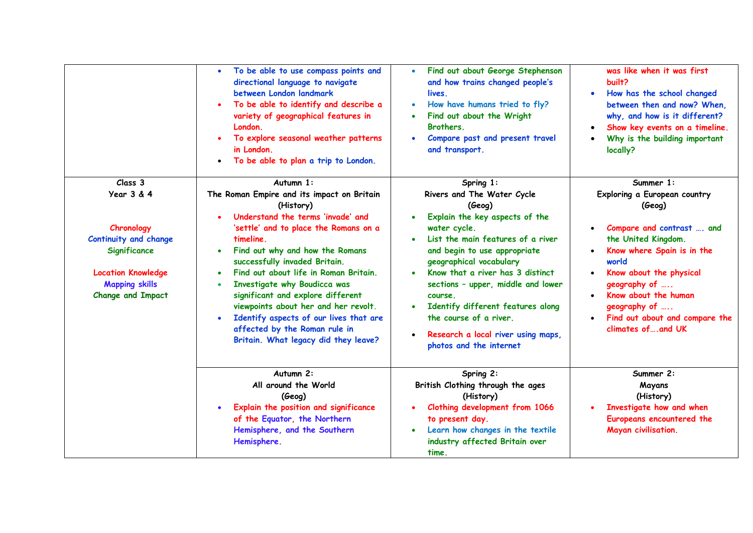| | | | |
|---|---|---|---|
| | • To be able to use compass points and directional language to navigate between London landmark<br>• To be able to identify and describe a variety of geographical features in London.<br>• To explore seasonal weather patterns in London.<br>• To be able to plan a trip to London. | • Find out about George Stephenson and how trains changed people's lives.<br>• How have humans tried to fly?<br>• Find out about the Wright Brothers.<br>• Compare past and present travel and transport. | was like when it was first built?<br>• How has the school changed between then and now? When, why, and how is it different?<br>• Show key events on a timeline.<br>• Why is the building important locally? |
| Class 3<br>Year 3 & 4<br><br>Chronology<br>Continuity and change<br>Significance<br><br>Location Knowledge<br>Mapping skills<br>Change and Impact | Autumn 1:<br>The Roman Empire and its impact on Britain<br>(History)<br>• Understand the terms 'invade' and 'settle' and to place the Romans on a timeline.<br>• Find out why and how the Romans successfully invaded Britain.<br>• Find out about life in Roman Britain.<br>• Investigate why Boudicca was significant and explore different viewpoints about her and her revolt.<br>• Identify aspects of our lives that are affected by the Roman rule in Britain. What legacy did they leave? | Spring 1:<br>Rivers and The Water Cycle<br>(Geog)<br>• Explain the key aspects of the water cycle.<br>• List the main features of a river and begin to use appropriate geographical vocabulary<br>• Know that a river has 3 distinct sections – upper, middle and lower course.<br>• Identify different features along the course of a river.<br>• Research a local river using maps, photos and the internet | Summer 1:<br>Exploring a European country<br>(Geog)<br><br>• Compare and contrast …. and the United Kingdom.<br>• Know where Spain is in the world<br>• Know about the physical geography of …..<br>• Know about the human geography of …..<br>• Find out about and compare the climates of….and UK |
| | Autumn 2:<br>All around the World<br>(Geog)<br>• Explain the position and significance of the Equator, the Northern Hemisphere, and the Southern Hemisphere. | Spring 2:<br>British Clothing through the ages<br>(History)<br>• Clothing development from 1066 to present day.<br>• Learn how changes in the textile industry affected Britain over time. | Summer 2:<br>Mayans<br>(History)<br>• Investigate how and when Europeans encountered the Mayan civilisation. |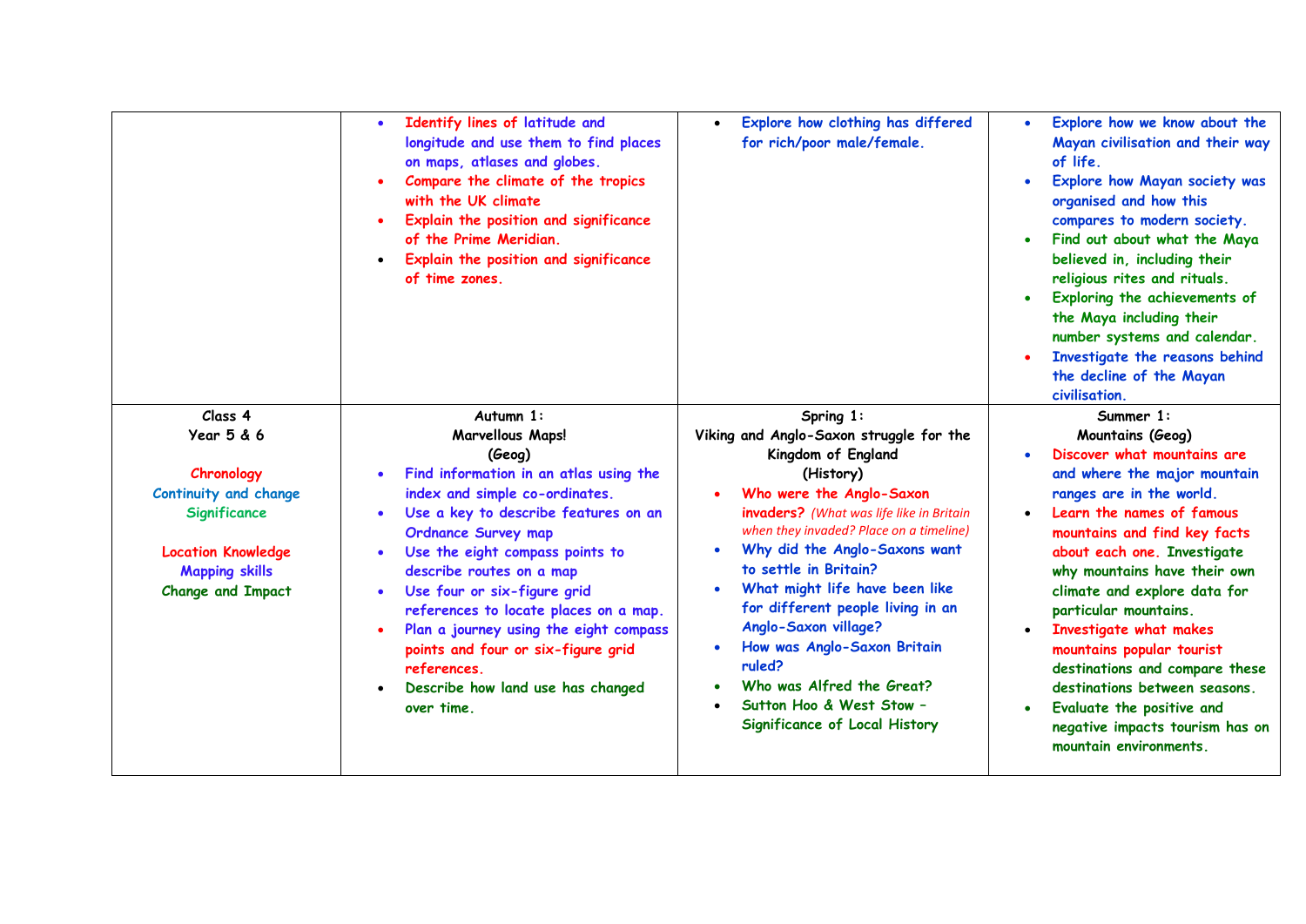| | | | |
|---|---|---|---|
| | • Identify lines of latitude and longitude and use them to find places on maps, atlases and globes.<br>• Compare the climate of the tropics with the UK climate<br>• Explain the position and significance of the Prime Meridian.<br>• Explain the position and significance of time zones. | • Explore how clothing has differed for rich/poor male/female. | • Explore how we know about the Mayan civilisation and their way of life.<br>• Explore how Mayan society was organised and how this compares to modern society.<br>• Find out about what the Maya believed in, including their religious rites and rituals.<br>• Exploring the achievements of the Maya including their number systems and calendar.<br>• Investigate the reasons behind the decline of the Mayan civilisation. |
| Class 4<br>Year 5 & 6<br><br>Chronology<br>Continuity and change<br>Significance<br><br>Location Knowledge<br>Mapping skills<br>Change and Impact | Autumn 1:<br>Marvellous Maps!<br>(Geog)<br>• Find information in an atlas using the index and simple co-ordinates.<br>• Use a key to describe features on an Ordnance Survey map<br>• Use the eight compass points to describe routes on a map<br>• Use four or six-figure grid references to locate places on a map.<br>• Plan a journey using the eight compass points and four or six-figure grid references.<br>• Describe how land use has changed over time. | Spring 1:<br>Viking and Anglo-Saxon struggle for the Kingdom of England<br>(History)<br>• Who were the Anglo-Saxon invaders? *(What was life like in Britain when they invaded? Place on a timeline)*<br>• Why did the Anglo-Saxons want to settle in Britain?<br>• What might life have been like for different people living in an Anglo-Saxon village?<br>• How was Anglo-Saxon Britain ruled?<br>• Who was Alfred the Great?<br>• Sutton Hoo & West Stow – Significance of Local History | Summer 1:<br>Mountains (Geog)<br>• Discover what mountains are and where the major mountain ranges are in the world.<br>• Learn the names of famous mountains and find key facts about each one. Investigate why mountains have their own climate and explore data for particular mountains.<br>• Investigate what makes mountains popular tourist destinations and compare these destinations between seasons.<br>• Evaluate the positive and negative impacts tourism has on mountain environments. |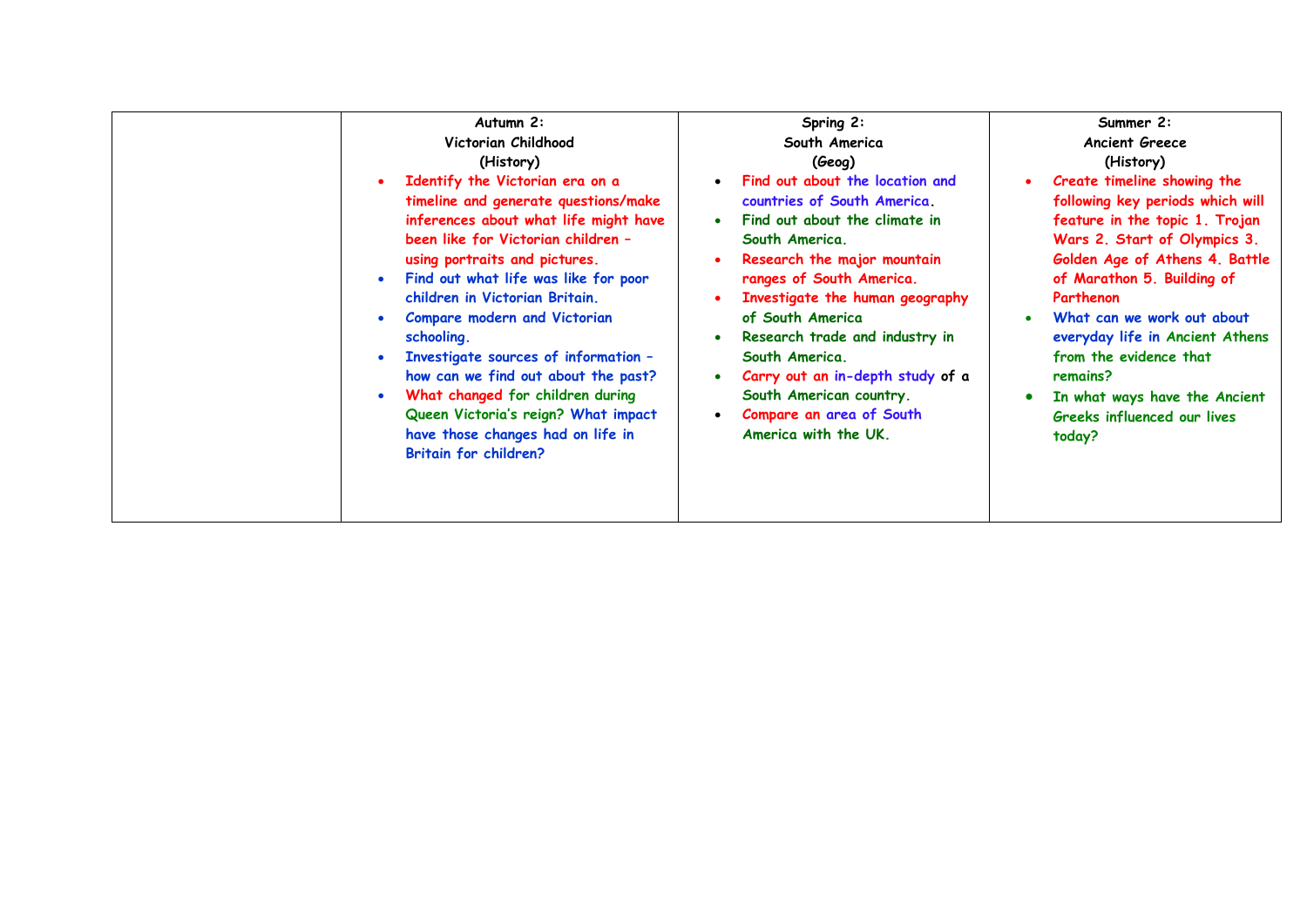| | Autumn 2: Victorian Childhood (History) | Spring 2: South America (Geog) | Summer 2: Ancient Greece (History) |
|---|---|---|---|
| | • Identify the Victorian era on a timeline and generate questions/make inferences about what life might have been like for Victorian children – using portraits and pictures.<br>• Find out what life was like for poor children in Victorian Britain.<br>• Compare modern and Victorian schooling.<br>• Investigate sources of information – how can we find out about the past?<br>• What changed for children during Queen Victoria's reign? What impact have those changes had on life in Britain for children? | • Find out about the location and countries of South America.<br>• Find out about the climate in South America.<br>• Research the major mountain ranges of South America.<br>• Investigate the human geography of South America<br>• Research trade and industry in South America.<br>• Carry out an in-depth study of a South American country.<br>• Compare an area of South America with the UK. | • Create timeline showing the following key periods which will feature in the topic 1. Trojan Wars 2. Start of Olympics 3. Golden Age of Athens 4. Battle of Marathon 5. Building of Parthenon<br>• What can we work out about everyday life in Ancient Athens from the evidence that remains?<br>• In what ways have the Ancient Greeks influenced our lives today? |